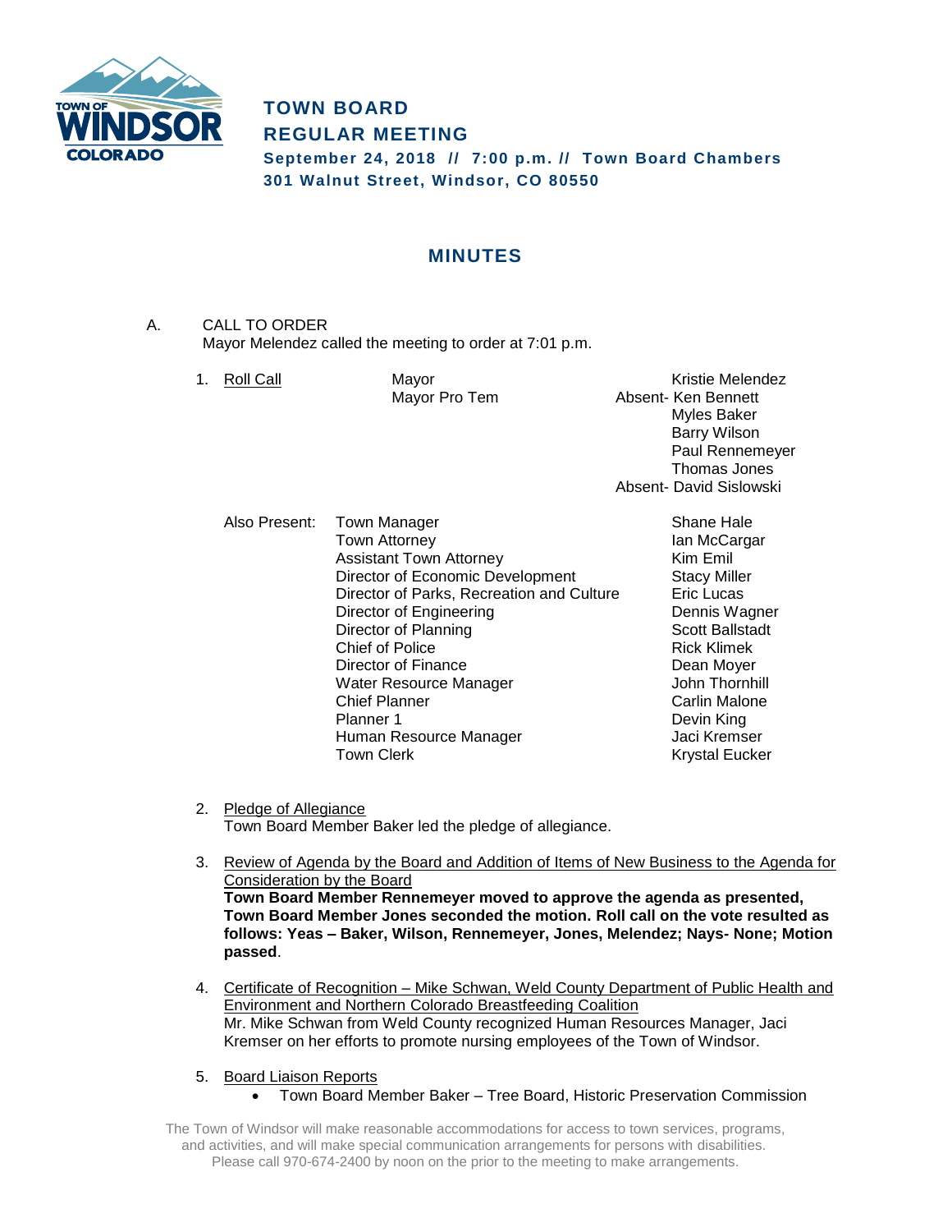# TOWN BOARD
## REGULAR MEETING

**September 24, 2018 // 7:00 p.m. // Town Board Chambers**
**301 Walnut Street, Windsor, CO 80550**

## MINUTES

A. CALL TO ORDER
Mayor Melendez called the meeting to order at 7:01 p.m.

1. Roll Call

| | | |
|---|---|---|
| Mayor | | Kristie Melendez |
| Mayor Pro Tem | Absent- | Ken Bennett |
| | | Myles Baker |
| | | Barry Wilson |
| | | Paul Rennemeyer |
| | | Thomas Jones |
| | Absent- | David Sislowski |

Also Present:

| | |
|---|---|
| Town Manager | Shane Hale |
| Town Attorney | Ian McCargar |
| Assistant Town Attorney | Kim Emil |
| Director of Economic Development | Stacy Miller |
| Director of Parks, Recreation and Culture | Eric Lucas |
| Director of Engineering | Dennis Wagner |
| Director of Planning | Scott Ballstadt |
| Chief of Police | Rick Klimek |
| Director of Finance | Dean Moyer |
| Water Resource Manager | John Thornhill |
| Chief Planner | Carlin Malone |
| Planner 1 | Devin King |
| Human Resource Manager | Jaci Kremser |
| Town Clerk | Krystal Eucker |

2. Pledge of Allegiance
Town Board Member Baker led the pledge of allegiance.

3. Review of Agenda by the Board and Addition of Items of New Business to the Agenda for Consideration by the Board
**Town Board Member Rennemeyer moved to approve the agenda as presented, Town Board Member Jones seconded the motion. Roll call on the vote resulted as follows: Yeas – Baker, Wilson, Rennemeyer, Jones, Melendez; Nays- None; Motion passed**.

4. Certificate of Recognition – Mike Schwan, Weld County Department of Public Health and Environment and Northern Colorado Breastfeeding Coalition
Mr. Mike Schwan from Weld County recognized Human Resources Manager, Jaci Kremser on her efforts to promote nursing employees of the Town of Windsor.

5. Board Liaison Reports
   - Town Board Member Baker – Tree Board, Historic Preservation Commission

The Town of Windsor will make reasonable accommodations for access to town services, programs, and activities, and will make special communication arrangements for persons with disabilities. Please call 970-674-2400 by noon on the prior to the meeting to make arrangements.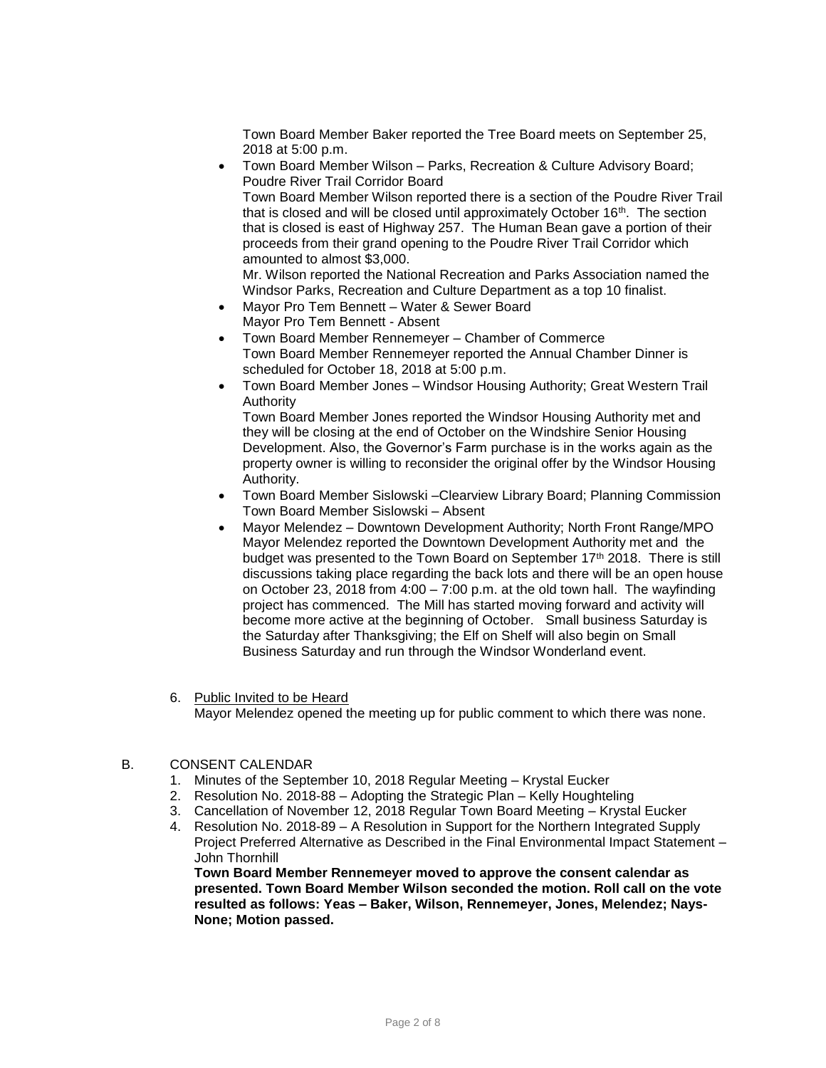Town Board Member Baker reported the Tree Board meets on September 25, 2018 at 5:00 p.m.

- Town Board Member Wilson – Parks, Recreation & Culture Advisory Board; Poudre River Trail Corridor Board
  Town Board Member Wilson reported there is a section of the Poudre River Trail that is closed and will be closed until approximately October 16th. The section that is closed is east of Highway 257. The Human Bean gave a portion of their proceeds from their grand opening to the Poudre River Trail Corridor which amounted to almost $3,000.
  Mr. Wilson reported the National Recreation and Parks Association named the Windsor Parks, Recreation and Culture Department as a top 10 finalist.
- Mayor Pro Tem Bennett – Water & Sewer Board
  Mayor Pro Tem Bennett - Absent
- Town Board Member Rennemeyer – Chamber of Commerce
  Town Board Member Rennemeyer reported the Annual Chamber Dinner is scheduled for October 18, 2018 at 5:00 p.m.
- Town Board Member Jones – Windsor Housing Authority; Great Western Trail Authority
  Town Board Member Jones reported the Windsor Housing Authority met and they will be closing at the end of October on the Windshire Senior Housing Development. Also, the Governor's Farm purchase is in the works again as the property owner is willing to reconsider the original offer by the Windsor Housing Authority.
- Town Board Member Sislowski –Clearview Library Board; Planning Commission
  Town Board Member Sislowski – Absent
- Mayor Melendez – Downtown Development Authority; North Front Range/MPO
  Mayor Melendez reported the Downtown Development Authority met and the budget was presented to the Town Board on September 17th 2018. There is still discussions taking place regarding the back lots and there will be an open house on October 23, 2018 from 4:00 – 7:00 p.m. at the old town hall. The wayfinding project has commenced. The Mill has started moving forward and activity will become more active at the beginning of October. Small business Saturday is the Saturday after Thanksgiving; the Elf on Shelf will also begin on Small Business Saturday and run through the Windsor Wonderland event.

6. Public Invited to be Heard
   Mayor Melendez opened the meeting up for public comment to which there was none.

B. CONSENT CALENDAR

1. Minutes of the September 10, 2018 Regular Meeting – Krystal Eucker
2. Resolution No. 2018-88 – Adopting the Strategic Plan – Kelly Houghteling
3. Cancellation of November 12, 2018 Regular Town Board Meeting – Krystal Eucker
4. Resolution No. 2018-89 – A Resolution in Support for the Northern Integrated Supply Project Preferred Alternative as Described in the Final Environmental Impact Statement – John Thornhill

**Town Board Member Rennemeyer moved to approve the consent calendar as presented. Town Board Member Wilson seconded the motion. Roll call on the vote resulted as follows: Yeas – Baker, Wilson, Rennemeyer, Jones, Melendez; Nays- None; Motion passed.**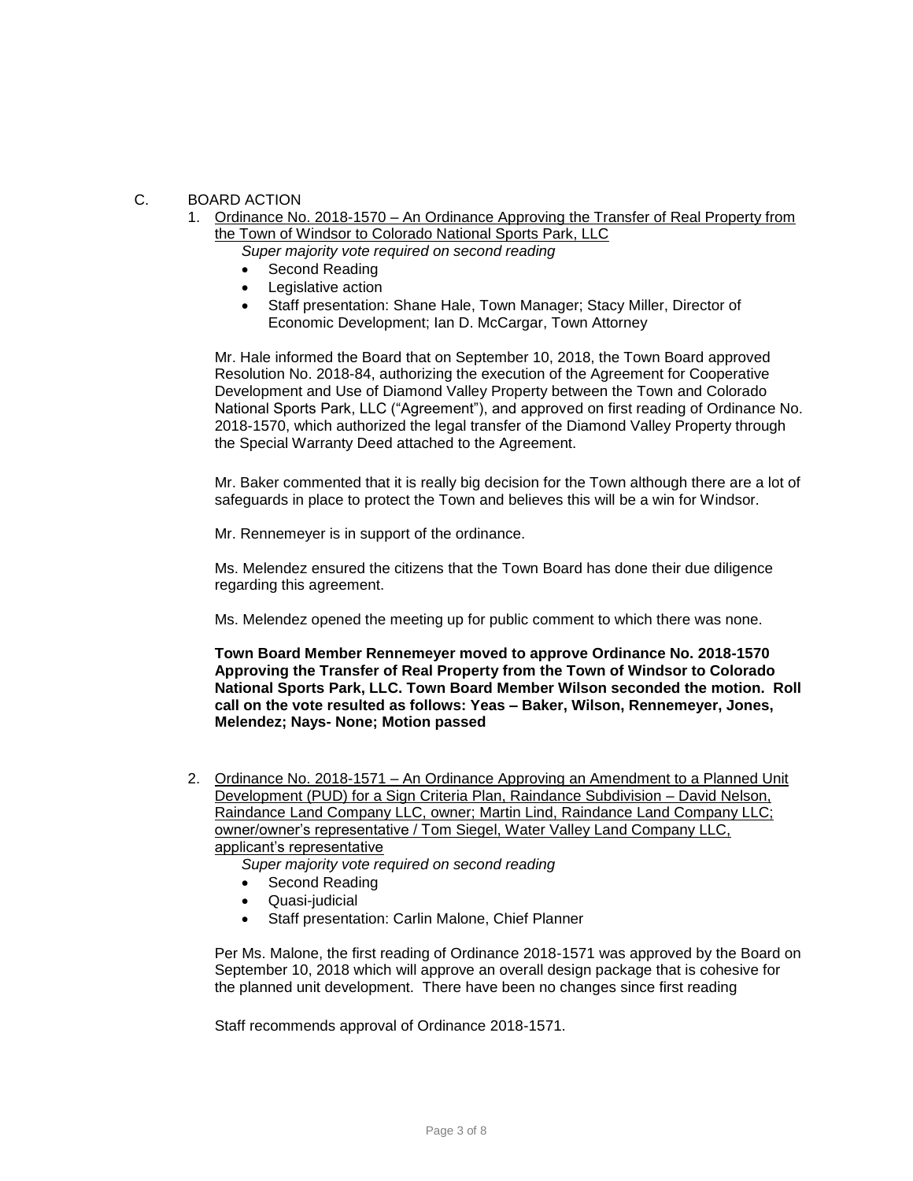C. BOARD ACTION

1. Ordinance No. 2018-1570 – An Ordinance Approving the Transfer of Real Property from the Town of Windsor to Colorado National Sports Park, LLC

   *Super majority vote required on second reading*

   - Second Reading
   - Legislative action
   - Staff presentation: Shane Hale, Town Manager; Stacy Miller, Director of Economic Development; Ian D. McCargar, Town Attorney

   Mr. Hale informed the Board that on September 10, 2018, the Town Board approved Resolution No. 2018-84, authorizing the execution of the Agreement for Cooperative Development and Use of Diamond Valley Property between the Town and Colorado National Sports Park, LLC ("Agreement"), and approved on first reading of Ordinance No. 2018-1570, which authorized the legal transfer of the Diamond Valley Property through the Special Warranty Deed attached to the Agreement.

   Mr. Baker commented that it is really big decision for the Town although there are a lot of safeguards in place to protect the Town and believes this will be a win for Windsor.

   Mr. Rennemeyer is in support of the ordinance.

   Ms. Melendez ensured the citizens that the Town Board has done their due diligence regarding this agreement.

   Ms. Melendez opened the meeting up for public comment to which there was none.

   **Town Board Member Rennemeyer moved to approve Ordinance No. 2018-1570 Approving the Transfer of Real Property from the Town of Windsor to Colorado National Sports Park, LLC. Town Board Member Wilson seconded the motion. Roll call on the vote resulted as follows: Yeas – Baker, Wilson, Rennemeyer, Jones, Melendez; Nays- None; Motion passed**

2. Ordinance No. 2018-1571 – An Ordinance Approving an Amendment to a Planned Unit Development (PUD) for a Sign Criteria Plan, Raindance Subdivision – David Nelson, Raindance Land Company LLC, owner; Martin Lind, Raindance Land Company LLC; owner/owner's representative / Tom Siegel, Water Valley Land Company LLC, applicant's representative

   *Super majority vote required on second reading*

   - Second Reading
   - Quasi-judicial
   - Staff presentation: Carlin Malone, Chief Planner

   Per Ms. Malone, the first reading of Ordinance 2018-1571 was approved by the Board on September 10, 2018 which will approve an overall design package that is cohesive for the planned unit development. There have been no changes since first reading

   Staff recommends approval of Ordinance 2018-1571.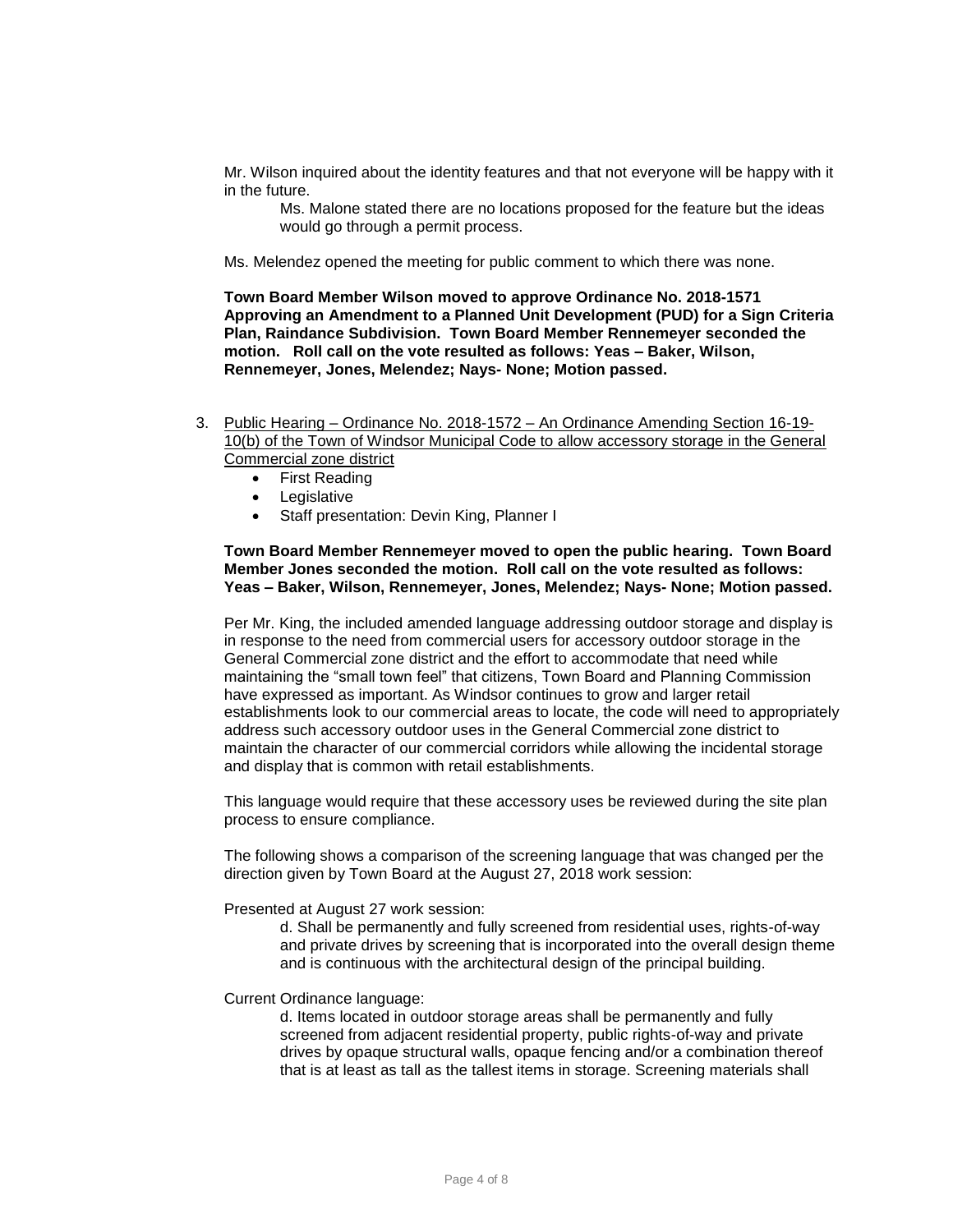Mr. Wilson inquired about the identity features and that not everyone will be happy with it in the future.

> Ms. Malone stated there are no locations proposed for the feature but the ideas would go through a permit process.

Ms. Melendez opened the meeting for public comment to which there was none.

**Town Board Member Wilson moved to approve Ordinance No. 2018-1571 Approving an Amendment to a Planned Unit Development (PUD) for a Sign Criteria Plan, Raindance Subdivision. Town Board Member Rennemeyer seconded the motion. Roll call on the vote resulted as follows: Yeas – Baker, Wilson, Rennemeyer, Jones, Melendez; Nays- None; Motion passed.**

3. Public Hearing – Ordinance No. 2018-1572 – An Ordinance Amending Section 16-19-10(b) of the Town of Windsor Municipal Code to allow accessory storage in the General Commercial zone district
   - First Reading
   - Legislative
   - Staff presentation: Devin King, Planner I

**Town Board Member Rennemeyer moved to open the public hearing. Town Board Member Jones seconded the motion. Roll call on the vote resulted as follows: Yeas – Baker, Wilson, Rennemeyer, Jones, Melendez; Nays- None; Motion passed.**

Per Mr. King, the included amended language addressing outdoor storage and display is in response to the need from commercial users for accessory outdoor storage in the General Commercial zone district and the effort to accommodate that need while maintaining the "small town feel" that citizens, Town Board and Planning Commission have expressed as important. As Windsor continues to grow and larger retail establishments look to our commercial areas to locate, the code will need to appropriately address such accessory outdoor uses in the General Commercial zone district to maintain the character of our commercial corridors while allowing the incidental storage and display that is common with retail establishments.

This language would require that these accessory uses be reviewed during the site plan process to ensure compliance.

The following shows a comparison of the screening language that was changed per the direction given by Town Board at the August 27, 2018 work session:

Presented at August 27 work session:

> d. Shall be permanently and fully screened from residential uses, rights-of-way and private drives by screening that is incorporated into the overall design theme and is continuous with the architectural design of the principal building.

Current Ordinance language:

> d. Items located in outdoor storage areas shall be permanently and fully screened from adjacent residential property, public rights-of-way and private drives by opaque structural walls, opaque fencing and/or a combination thereof that is at least as tall as the tallest items in storage. Screening materials shall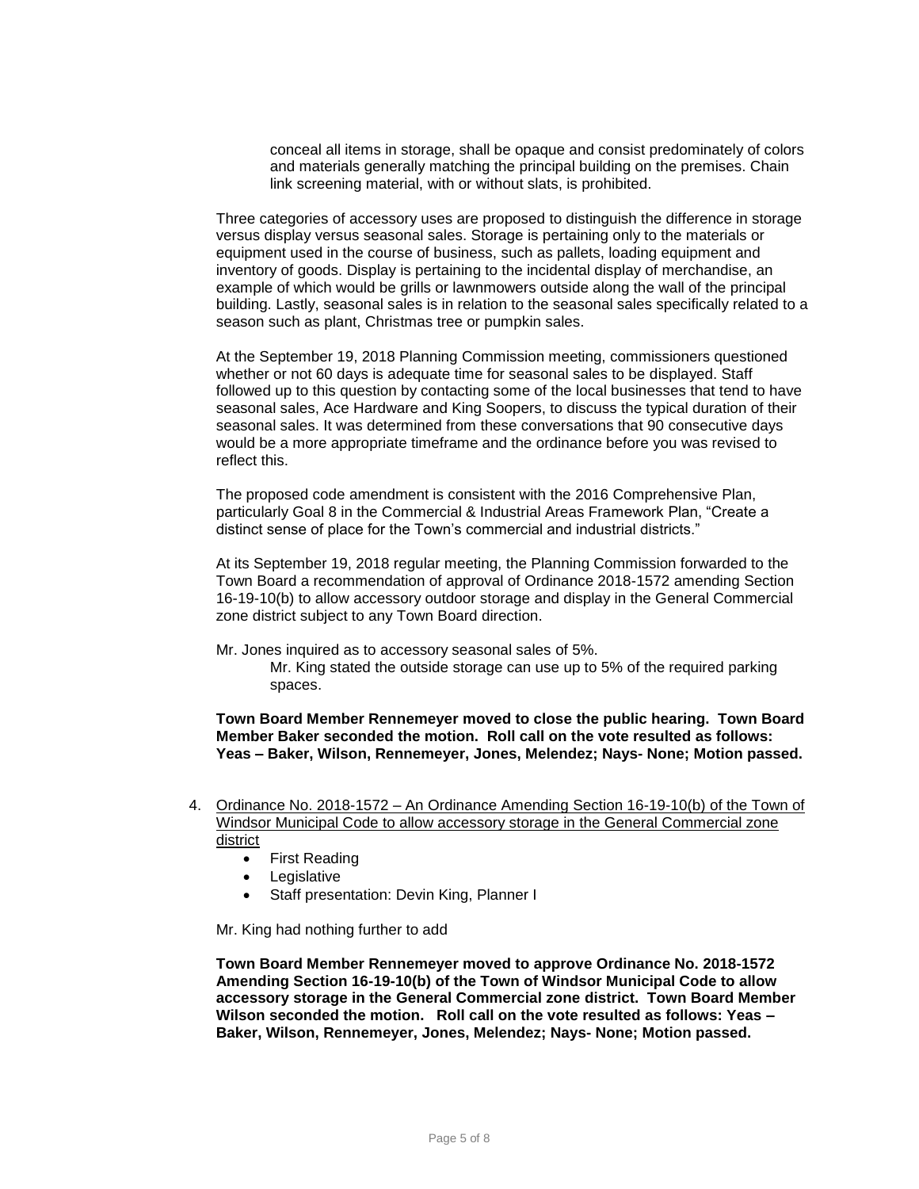conceal all items in storage, shall be opaque and consist predominately of colors and materials generally matching the principal building on the premises. Chain link screening material, with or without slats, is prohibited.

Three categories of accessory uses are proposed to distinguish the difference in storage versus display versus seasonal sales. Storage is pertaining only to the materials or equipment used in the course of business, such as pallets, loading equipment and inventory of goods. Display is pertaining to the incidental display of merchandise, an example of which would be grills or lawnmowers outside along the wall of the principal building. Lastly, seasonal sales is in relation to the seasonal sales specifically related to a season such as plant, Christmas tree or pumpkin sales.

At the September 19, 2018 Planning Commission meeting, commissioners questioned whether or not 60 days is adequate time for seasonal sales to be displayed. Staff followed up to this question by contacting some of the local businesses that tend to have seasonal sales, Ace Hardware and King Soopers, to discuss the typical duration of their seasonal sales. It was determined from these conversations that 90 consecutive days would be a more appropriate timeframe and the ordinance before you was revised to reflect this.

The proposed code amendment is consistent with the 2016 Comprehensive Plan, particularly Goal 8 in the Commercial & Industrial Areas Framework Plan, "Create a distinct sense of place for the Town's commercial and industrial districts."

At its September 19, 2018 regular meeting, the Planning Commission forwarded to the Town Board a recommendation of approval of Ordinance 2018-1572 amending Section 16-19-10(b) to allow accessory outdoor storage and display in the General Commercial zone district subject to any Town Board direction.

Mr. Jones inquired as to accessory seasonal sales of 5%.

Mr. King stated the outside storage can use up to 5% of the required parking spaces.

**Town Board Member Rennemeyer moved to close the public hearing. Town Board Member Baker seconded the motion. Roll call on the vote resulted as follows: Yeas – Baker, Wilson, Rennemeyer, Jones, Melendez; Nays- None; Motion passed.**

4. Ordinance No. 2018-1572 – An Ordinance Amending Section 16-19-10(b) of the Town of Windsor Municipal Code to allow accessory storage in the General Commercial zone district
   - First Reading
   - Legislative
   - Staff presentation: Devin King, Planner I

   Mr. King had nothing further to add

   **Town Board Member Rennemeyer moved to approve Ordinance No. 2018-1572 Amending Section 16-19-10(b) of the Town of Windsor Municipal Code to allow accessory storage in the General Commercial zone district. Town Board Member Wilson seconded the motion. Roll call on the vote resulted as follows: Yeas – Baker, Wilson, Rennemeyer, Jones, Melendez; Nays- None; Motion passed.**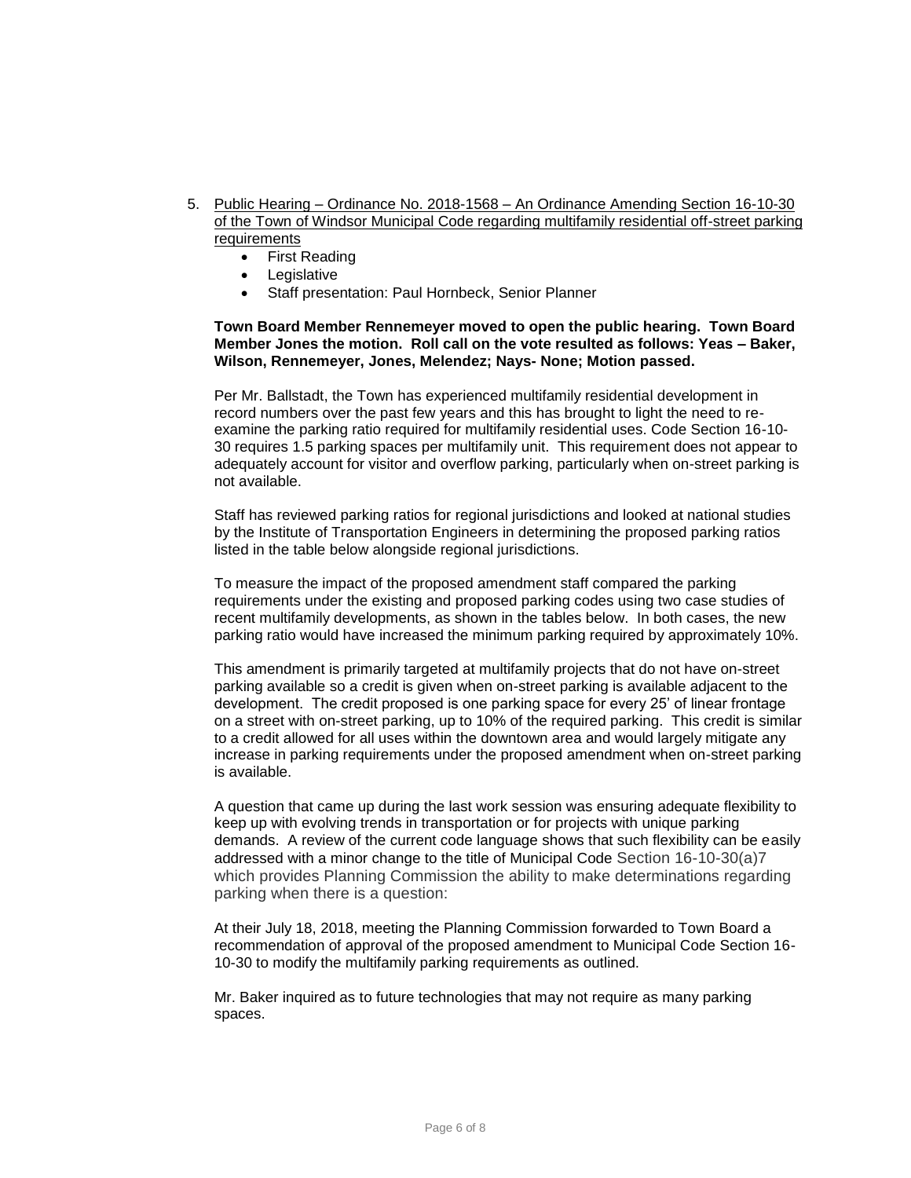5. <u>Public Hearing – Ordinance No. 2018-1568 – An Ordinance Amending Section 16-10-30 of the Town of Windsor Municipal Code regarding multifamily residential off-street parking requirements</u>
   - First Reading
   - Legislative
   - Staff presentation: Paul Hornbeck, Senior Planner

   **Town Board Member Rennemeyer moved to open the public hearing. Town Board Member Jones the motion. Roll call on the vote resulted as follows: Yeas – Baker, Wilson, Rennemeyer, Jones, Melendez; Nays- None; Motion passed.**

   Per Mr. Ballstadt, the Town has experienced multifamily residential development in record numbers over the past few years and this has brought to light the need to re-examine the parking ratio required for multifamily residential uses. Code Section 16-10-30 requires 1.5 parking spaces per multifamily unit. This requirement does not appear to adequately account for visitor and overflow parking, particularly when on-street parking is not available.

   Staff has reviewed parking ratios for regional jurisdictions and looked at national studies by the Institute of Transportation Engineers in determining the proposed parking ratios listed in the table below alongside regional jurisdictions.

   To measure the impact of the proposed amendment staff compared the parking requirements under the existing and proposed parking codes using two case studies of recent multifamily developments, as shown in the tables below. In both cases, the new parking ratio would have increased the minimum parking required by approximately 10%.

   This amendment is primarily targeted at multifamily projects that do not have on-street parking available so a credit is given when on-street parking is available adjacent to the development. The credit proposed is one parking space for every 25' of linear frontage on a street with on-street parking, up to 10% of the required parking. This credit is similar to a credit allowed for all uses within the downtown area and would largely mitigate any increase in parking requirements under the proposed amendment when on-street parking is available.

   A question that came up during the last work session was ensuring adequate flexibility to keep up with evolving trends in transportation or for projects with unique parking demands. A review of the current code language shows that such flexibility can be easily addressed with a minor change to the title of Municipal Code Section 16-10-30(a)7 which provides Planning Commission the ability to make determinations regarding parking when there is a question:

   At their July 18, 2018, meeting the Planning Commission forwarded to Town Board a recommendation of approval of the proposed amendment to Municipal Code Section 16-10-30 to modify the multifamily parking requirements as outlined.

   Mr. Baker inquired as to future technologies that may not require as many parking spaces.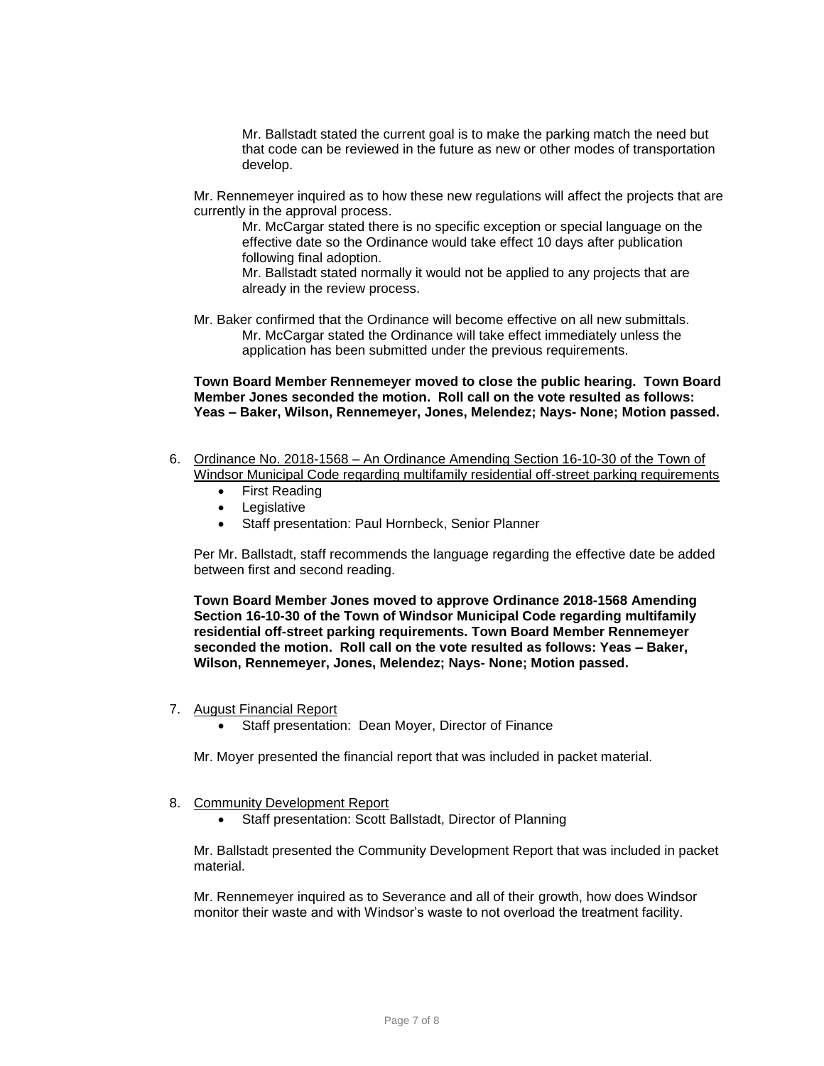Mr. Ballstadt stated the current goal is to make the parking match the need but that code can be reviewed in the future as new or other modes of transportation develop.

Mr. Rennemeyer inquired as to how these new regulations will affect the projects that are currently in the approval process.

Mr. McCargar stated there is no specific exception or special language on the effective date so the Ordinance would take effect 10 days after publication following final adoption.

Mr. Ballstadt stated normally it would not be applied to any projects that are already in the review process.

Mr. Baker confirmed that the Ordinance will become effective on all new submittals.

Mr. McCargar stated the Ordinance will take effect immediately unless the application has been submitted under the previous requirements.

**Town Board Member Rennemeyer moved to close the public hearing. Town Board Member Jones seconded the motion. Roll call on the vote resulted as follows: Yeas – Baker, Wilson, Rennemeyer, Jones, Melendez; Nays- None; Motion passed.**

6. Ordinance No. 2018-1568 – An Ordinance Amending Section 16-10-30 of the Town of Windsor Municipal Code regarding multifamily residential off-street parking requirements
   - First Reading
   - Legislative
   - Staff presentation: Paul Hornbeck, Senior Planner

   Per Mr. Ballstadt, staff recommends the language regarding the effective date be added between first and second reading.

   **Town Board Member Jones moved to approve Ordinance 2018-1568 Amending Section 16-10-30 of the Town of Windsor Municipal Code regarding multifamily residential off-street parking requirements. Town Board Member Rennemeyer seconded the motion. Roll call on the vote resulted as follows: Yeas – Baker, Wilson, Rennemeyer, Jones, Melendez; Nays- None; Motion passed.**

7. August Financial Report
   - Staff presentation: Dean Moyer, Director of Finance

   Mr. Moyer presented the financial report that was included in packet material.

8. Community Development Report
   - Staff presentation: Scott Ballstadt, Director of Planning

   Mr. Ballstadt presented the Community Development Report that was included in packet material.

   Mr. Rennemeyer inquired as to Severance and all of their growth, how does Windsor monitor their waste and with Windsor's waste to not overload the treatment facility.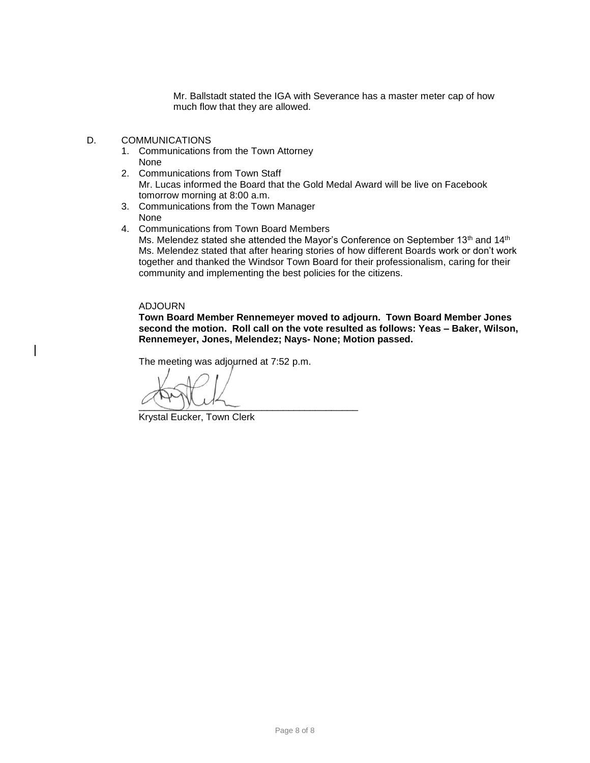Mr. Ballstadt stated the IGA with Severance has a master meter cap of how much flow that they are allowed.

D. COMMUNICATIONS

1. Communications from the Town Attorney
   None
2. Communications from Town Staff
   Mr. Lucas informed the Board that the Gold Medal Award will be live on Facebook tomorrow morning at 8:00 a.m.
3. Communications from the Town Manager
   None
4. Communications from Town Board Members
   Ms. Melendez stated she attended the Mayor's Conference on September 13th and 14th Ms. Melendez stated that after hearing stories of how different Boards work or don't work together and thanked the Windsor Town Board for their professionalism, caring for their community and implementing the best policies for the citizens.

ADJOURN

**Town Board Member Rennemeyer moved to adjourn. Town Board Member Jones second the motion. Roll call on the vote resulted as follows: Yeas – Baker, Wilson, Rennemeyer, Jones, Melendez; Nays- None; Motion passed.**

The meeting was adjourned at 7:52 p.m.

\_\_\_\_\_\_\_\_\_\_\_\_\_\_\_\_\_\_\_\_\_\_\_\_\_\_\_\_\_\_\_\_\_\_\_\_\_\_\_\_

Krystal Eucker, Town Clerk